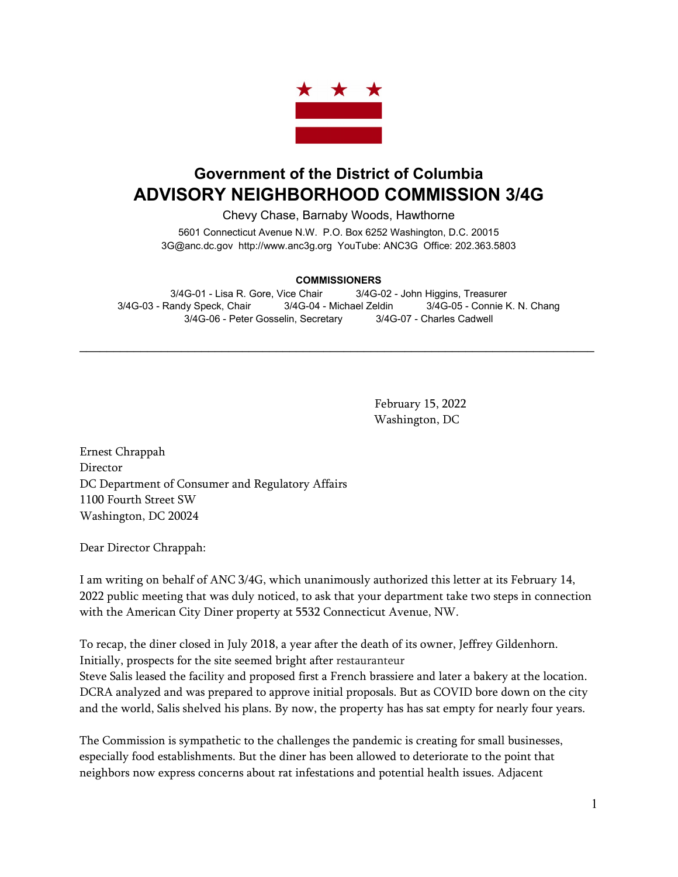# Government of the District of Columbia
# ADVISORY NEIGHBORHOOD COMMISSION 3/4G

Chevy Chase, Barnaby Woods, Hawthorne

5601 Connecticut Avenue N.W. P.O. Box 6252 Washington, D.C. 20015
3G@anc.dc.gov http://www.anc3g.org YouTube: ANC3G Office: 202.363.5803

**COMMISSIONERS**

3/4G-01 - Lisa R. Gore, Vice Chair 3/4G-02 - John Higgins, Treasurer
3/4G-03 - Randy Speck, Chair 3/4G-04 - Michael Zeldin 3/4G-05 - Connie K. N. Chang
3/4G-06 - Peter Gosselin, Secretary 3/4G-07 - Charles Cadwell

---

February 15, 2022
Washington, DC

Ernest Chrappah
Director
DC Department of Consumer and Regulatory Affairs
1100 Fourth Street SW
Washington, DC 20024

Dear Director Chrappah:

I am writing on behalf of ANC 3/4G, which unanimously authorized this letter at its February 14, 2022 public meeting that was duly noticed, to ask that your department take two steps in connection with the American City Diner property at 5532 Connecticut Avenue, NW.

To recap, the diner closed in July 2018, a year after the death of its owner, Jeffrey Gildenhorn. Initially, prospects for the site seemed bright after restauranteur Steve Salis leased the facility and proposed first a French brassiere and later a bakery at the location. DCRA analyzed and was prepared to approve initial proposals. But as COVID bore down on the city and the world, Salis shelved his plans. By now, the property has has sat empty for nearly four years.

The Commission is sympathetic to the challenges the pandemic is creating for small businesses, especially food establishments. But the diner has been allowed to deteriorate to the point that neighbors now express concerns about rat infestations and potential health issues. Adjacent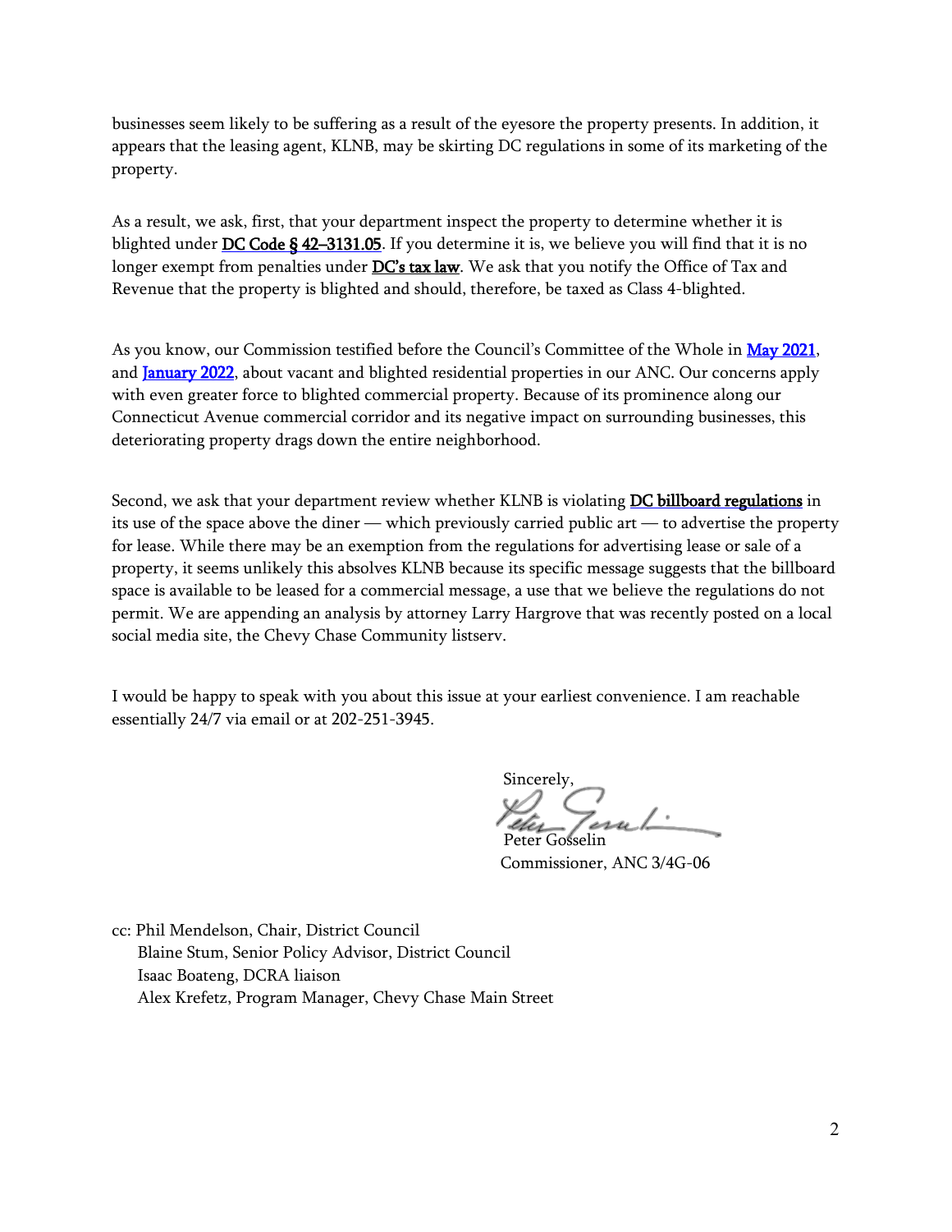businesses seem likely to be suffering as a result of the eyesore the property presents. In addition, it appears that the leasing agent, KLNB, may be skirting DC regulations in some of its marketing of the property.

As a result, we ask, first, that your department inspect the property to determine whether it is blighted under DC Code § 42–3131.05. If you determine it is, we believe you will find that it is no longer exempt from penalties under DC's tax law. We ask that you notify the Office of Tax and Revenue that the property is blighted and should, therefore, be taxed as Class 4-blighted.

As you know, our Commission testified before the Council's Committee of the Whole in May 2021, and January 2022, about vacant and blighted residential properties in our ANC. Our concerns apply with even greater force to blighted commercial property. Because of its prominence along our Connecticut Avenue commercial corridor and its negative impact on surrounding businesses, this deteriorating property drags down the entire neighborhood.

Second, we ask that your department review whether KLNB is violating DC billboard regulations in its use of the space above the diner — which previously carried public art — to advertise the property for lease. While there may be an exemption from the regulations for advertising lease or sale of a property, it seems unlikely this absolves KLNB because its specific message suggests that the billboard space is available to be leased for a commercial message, a use that we believe the regulations do not permit. We are appending an analysis by attorney Larry Hargrove that was recently posted on a local social media site, the Chevy Chase Community listserv.

I would be happy to speak with you about this issue at your earliest convenience. I am reachable essentially 24/7 via email or at 202-251-3945.

Sincerely,

Peter Gosselin
Commissioner, ANC 3/4G-06

cc: Phil Mendelson, Chair, District Council
Blaine Stum, Senior Policy Advisor, District Council
Isaac Boateng, DCRA liaison
Alex Krefetz, Program Manager, Chevy Chase Main Street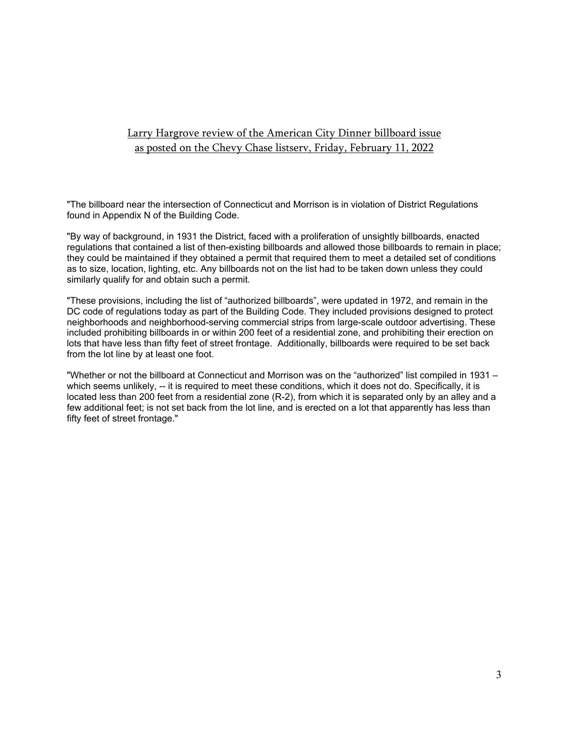## Larry Hargrove review of the American City Dinner billboard issue as posted on the Chevy Chase listserv, Friday, February 11, 2022

"The billboard near the intersection of Connecticut and Morrison is in violation of District Regulations found in Appendix N of the Building Code.

"By way of background, in 1931 the District, faced with a proliferation of unsightly billboards, enacted regulations that contained a list of then-existing billboards and allowed those billboards to remain in place; they could be maintained if they obtained a permit that required them to meet a detailed set of conditions as to size, location, lighting, etc. Any billboards not on the list had to be taken down unless they could similarly qualify for and obtain such a permit.

"These provisions, including the list of "authorized billboards", were updated in 1972, and remain in the DC code of regulations today as part of the Building Code. They included provisions designed to protect neighborhoods and neighborhood-serving commercial strips from large-scale outdoor advertising. These included prohibiting billboards in or within 200 feet of a residential zone, and prohibiting their erection on lots that have less than fifty feet of street frontage. Additionally, billboards were required to be set back from the lot line by at least one foot.

"Whether or not the billboard at Connecticut and Morrison was on the "authorized" list compiled in 1931 – which seems unlikely, -- it is required to meet these conditions, which it does not do. Specifically, it is located less than 200 feet from a residential zone (R-2), from which it is separated only by an alley and a few additional feet; is not set back from the lot line, and is erected on a lot that apparently has less than fifty feet of street frontage."